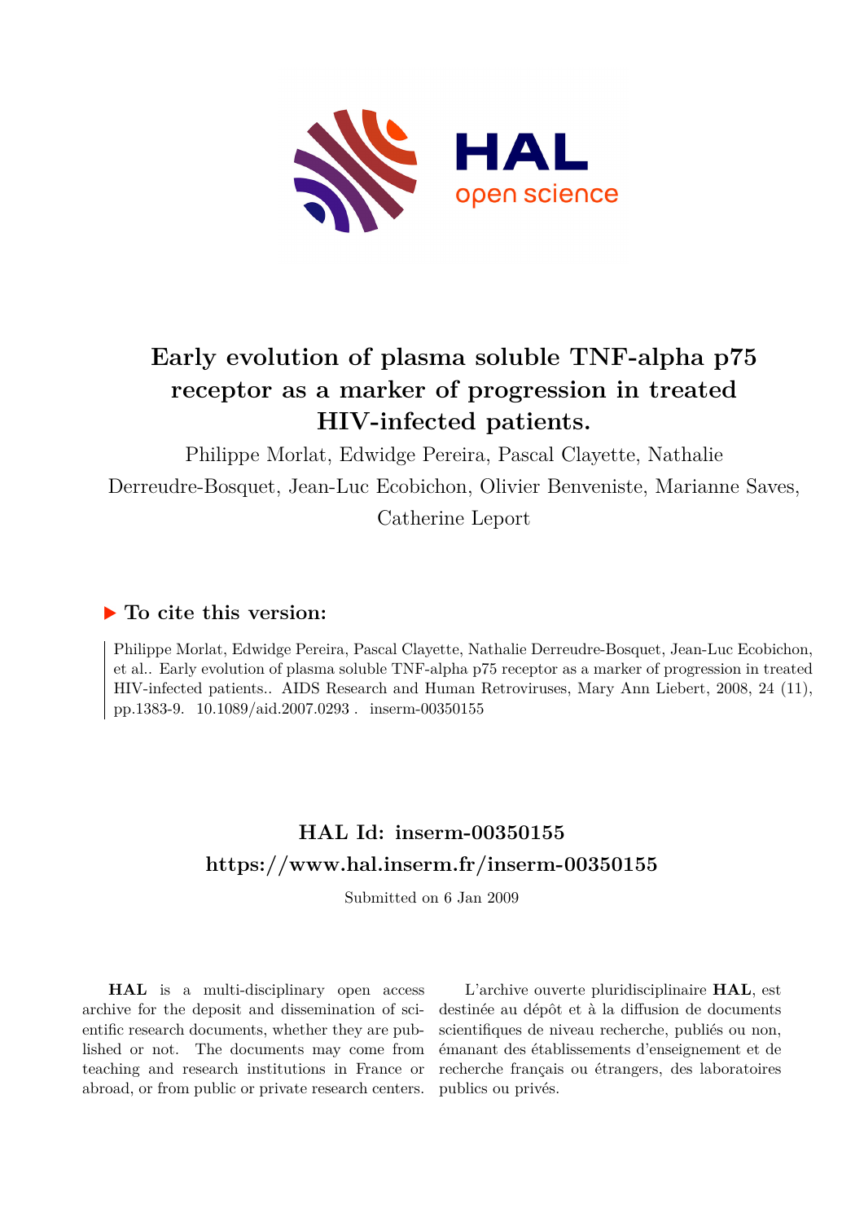# Early evolution of plasma soluble TNF-alpha p75 receptor as a marker of progression in treated HIV-infected patients.

Philippe Morlat, Edwidge Pereira, Pascal Clayette, Nathalie Derreudre-Bosquet, Jean-Luc Ecobichon, Olivier Benveniste, Marianne Saves, Catherine Leport

## ▶ To cite this version:

Philippe Morlat, Edwidge Pereira, Pascal Clayette, Nathalie Derreudre-Bosquet, Jean-Luc Ecobichon, et al.. Early evolution of plasma soluble TNF-alpha p75 receptor as a marker of progression in treated HIV-infected patients.. AIDS Research and Human Retroviruses, Mary Ann Liebert, 2008, 24 (11), pp.1383-9. 10.1089/aid.2007.0293 . inserm-00350155

## HAL Id: inserm-00350155
## https://www.hal.inserm.fr/inserm-00350155

Submitted on 6 Jan 2009

**HAL** is a multi-disciplinary open access archive for the deposit and dissemination of scientific research documents, whether they are published or not. The documents may come from teaching and research institutions in France or abroad, or from public or private research centers.

L'archive ouverte pluridisciplinaire **HAL**, est destinée au dépôt et à la diffusion de documents scientifiques de niveau recherche, publiés ou non, émanant des établissements d'enseignement et de recherche français ou étrangers, des laboratoires publics ou privés.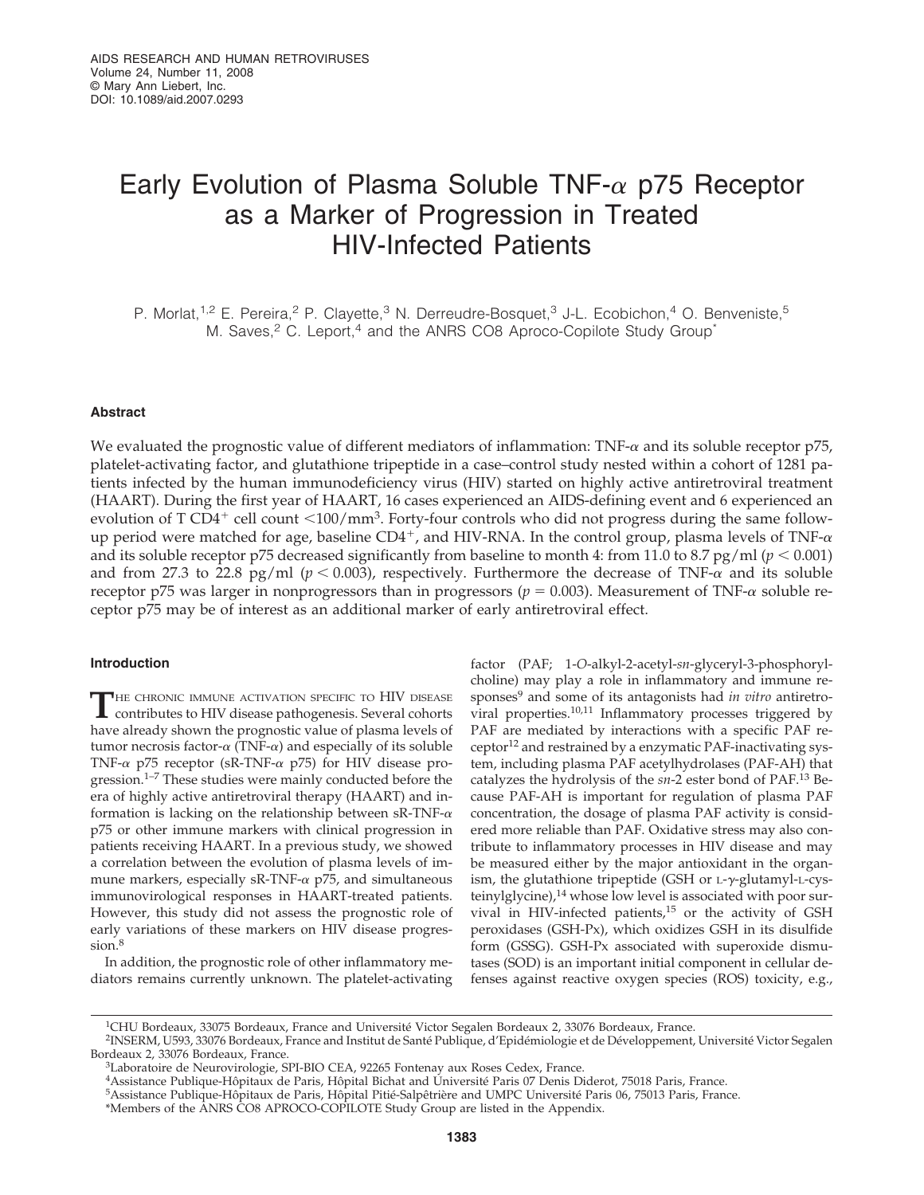AIDS RESEARCH AND HUMAN RETROVIRUSES
Volume 24, Number 11, 2008
© Mary Ann Liebert, Inc.
DOI: 10.1089/aid.2007.0293

# Early Evolution of Plasma Soluble TNF-$\alpha$ p75 Receptor as a Marker of Progression in Treated HIV-Infected Patients

P. Morlat,[1,2] E. Pereira,[2] P. Clayette,[3] N. Derreudre-Bosquet,[3] J-L. Ecobichon,[4] O. Benveniste,[5] M. Saves,[2] C. Leport,[4] and the ANRS CO8 Aproco-Copilote Study Group*

## Abstract

We evaluated the prognostic value of different mediators of inflammation: TNF-$\alpha$ and its soluble receptor p75, platelet-activating factor, and glutathione tripeptide in a case–control study nested within a cohort of 1281 patients infected by the human immunodeficiency virus (HIV) started on highly active antiretroviral treatment (HAART). During the first year of HAART, 16 cases experienced an AIDS-defining event and 6 experienced an evolution of T CD4$^+$ cell count $<100/\text{mm}^3$. Forty-four controls who did not progress during the same follow-up period were matched for age, baseline CD4$^+$, and HIV-RNA. In the control group, plasma levels of TNF-$\alpha$ and its soluble receptor p75 decreased significantly from baseline to month 4: from 11.0 to 8.7 pg/ml ($p < 0.001$) and from 27.3 to 22.8 pg/ml ($p < 0.003$), respectively. Furthermore the decrease of TNF-$\alpha$ and its soluble receptor p75 was larger in nonprogressors than in progressors ($p = 0.003$). Measurement of TNF-$\alpha$ soluble receptor p75 may be of interest as an additional marker of early antiretroviral effect.

## Introduction

The chronic immune activation specific to HIV disease contributes to HIV disease pathogenesis. Several cohorts have already shown the prognostic value of plasma levels of tumor necrosis factor-$\alpha$ (TNF-$\alpha$) and especially of its soluble TNF-$\alpha$ p75 receptor (sR-TNF-$\alpha$ p75) for HIV disease progression.[1–7] These studies were mainly conducted before the era of highly active antiretroviral therapy (HAART) and information is lacking on the relationship between sR-TNF-$\alpha$ p75 or other immune markers with clinical progression in patients receiving HAART. In a previous study, we showed a correlation between the evolution of plasma levels of immune markers, especially sR-TNF-$\alpha$ p75, and simultaneous immunovirological responses in HAART-treated patients. However, this study did not assess the prognostic role of early variations of these markers on HIV disease progression.[8]

In addition, the prognostic role of other inflammatory mediators remains currently unknown. The platelet-activating factor (PAF; 1-*O*-alkyl-2-acetyl-*sn*-glyceryl-3-phosphorylcholine) may play a role in inflammatory and immune responses[9] and some of its antagonists had *in vitro* antiretroviral properties.[10,11] Inflammatory processes triggered by PAF are mediated by interactions with a specific PAF receptor[12] and restrained by a enzymatic PAF-inactivating system, including plasma PAF acetylhydrolases (PAF-AH) that catalyzes the hydrolysis of the *sn*-2 ester bond of PAF.[13] Because PAF-AH is important for regulation of plasma PAF concentration, the dosage of plasma PAF activity is considered more reliable than PAF. Oxidative stress may also contribute to inflammatory processes in HIV disease and may be measured either by the major antioxidant in the organism, the glutathione tripeptide (GSH or L-$\gamma$-glutamyl-L-cysteinylglycine),[14] whose low level is associated with poor survival in HIV-infected patients,[15] or the activity of GSH peroxidases (GSH-Px), which oxidizes GSH in its disulfide form (GSSG). GSH-Px associated with superoxide dismutases (SOD) is an important initial component in cellular defenses against reactive oxygen species (ROS) toxicity, e.g.,

[1]CHU Bordeaux, 33075 Bordeaux, France and Université Victor Segalen Bordeaux 2, 33076 Bordeaux, France.
[2]INSERM, U593, 33076 Bordeaux, France and Institut de Santé Publique, d'Epidémiologie et de Développement, Université Victor Segalen Bordeaux 2, 33076 Bordeaux, France.
[3]Laboratoire de Neurovirologie, SPI-BIO CEA, 92265 Fontenay aux Roses Cedex, France.
[4]Assistance Publique-Hôpitaux de Paris, Hôpital Bichat and Université Paris 07 Denis Diderot, 75018 Paris, France.
[5]Assistance Publique-Hôpitaux de Paris, Hôpital Pitié-Salpêtrière and UMPC Université Paris 06, 75013 Paris, France.
*Members of the ANRS CO8 APROCO-COPILOTE Study Group are listed in the Appendix.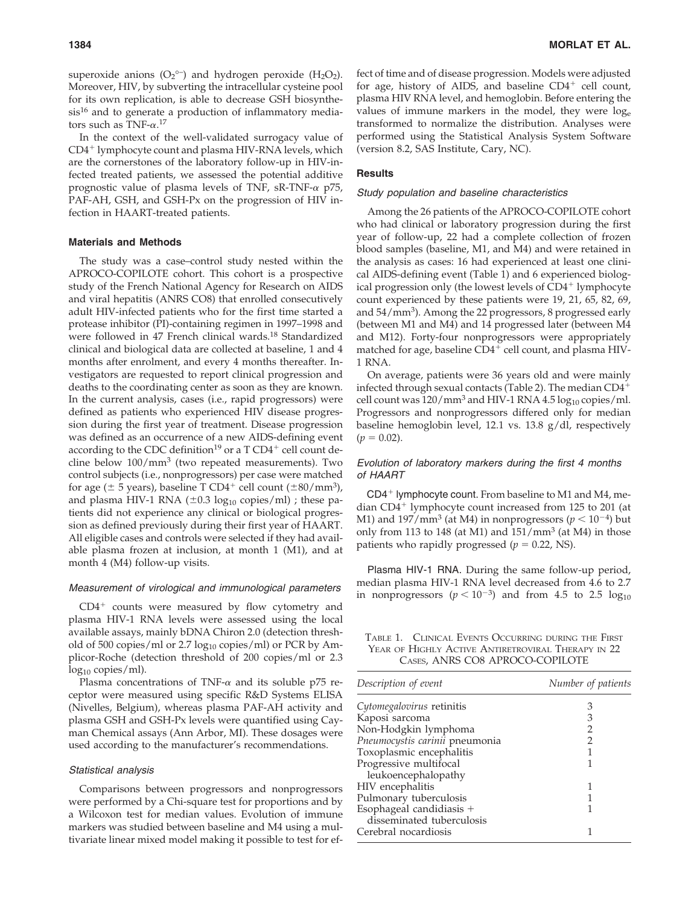superoxide anions ($O_2^{\circ-}$) and hydrogen peroxide ($H_2O_2$). Moreover, HIV, by subverting the intracellular cysteine pool for its own replication, is able to decrease GSH biosynthesis[16] and to generate a production of inflammatory mediators such as TNF-$\alpha$.[17]

In the context of the well-validated surrogacy value of $CD4^+$ lymphocyte count and plasma HIV-RNA levels, which are the cornerstones of the laboratory follow-up in HIV-infected treated patients, we assessed the potential additive prognostic value of plasma levels of TNF, sR-TNF-$\alpha$ p75, PAF-AH, GSH, and GSH-Px on the progression of HIV infection in HAART-treated patients.

## Materials and Methods

The study was a case–control study nested within the APROCO-COPILOTE cohort. This cohort is a prospective study of the French National Agency for Research on AIDS and viral hepatitis (ANRS CO8) that enrolled consecutively adult HIV-infected patients who for the first time started a protease inhibitor (PI)-containing regimen in 1997–1998 and were followed in 47 French clinical wards.[18] Standardized clinical and biological data are collected at baseline, 1 and 4 months after enrolment, and every 4 months thereafter. Investigators are requested to report clinical progression and deaths to the coordinating center as soon as they are known. In the current analysis, cases (i.e., rapid progressors) were defined as patients who experienced HIV disease progression during the first year of treatment. Disease progression was defined as an occurrence of a new AIDS-defining event according to the CDC definition[19] or a T $CD4^+$ cell count decline below $100/mm^3$ (two repeated measurements). Two control subjects (i.e., nonprogressors) per case were matched for age ($\pm$ 5 years), baseline T $CD4^+$ cell count ($\pm 80/mm^3$), and plasma HIV-1 RNA ($\pm 0.3$ $\log_{10}$ copies/ml) ; these patients did not experience any clinical or biological progression as defined previously during their first year of HAART. All eligible cases and controls were selected if they had available plasma frozen at inclusion, at month 1 (M1), and at month 4 (M4) follow-up visits.

### *Measurement of virological and immunological parameters*

$CD4^+$ counts were measured by flow cytometry and plasma HIV-1 RNA levels were assessed using the local available assays, mainly bDNA Chiron 2.0 (detection threshold of 500 copies/ml or 2.7 $\log_{10}$ copies/ml) or PCR by Amplicor-Roche (detection threshold of 200 copies/ml or 2.3 $\log_{10}$ copies/ml).

Plasma concentrations of TNF-$\alpha$ and its soluble p75 receptor were measured using specific R&D Systems ELISA (Nivelles, Belgium), whereas plasma PAF-AH activity and plasma GSH and GSH-Px levels were quantified using Cayman Chemical assays (Ann Arbor, MI). These dosages were used according to the manufacturer's recommendations.

### *Statistical analysis*

Comparisons between progressors and nonprogressors were performed by a Chi-square test for proportions and by a Wilcoxon test for median values. Evolution of immune markers was studied between baseline and M4 using a multivariate linear mixed model making it possible to test for effect of time and of disease progression. Models were adjusted for age, history of AIDS, and baseline $CD4^+$ cell count, plasma HIV RNA level, and hemoglobin. Before entering the values of immune markers in the model, they were $\log_e$ transformed to normalize the distribution. Analyses were performed using the Statistical Analysis System Software (version 8.2, SAS Institute, Cary, NC).

## Results

### *Study population and baseline characteristics*

Among the 26 patients of the APROCO-COPILOTE cohort who had clinical or laboratory progression during the first year of follow-up, 22 had a complete collection of frozen blood samples (baseline, M1, and M4) and were retained in the analysis as cases: 16 had experienced at least one clinical AIDS-defining event (Table 1) and 6 experienced biological progression only (the lowest levels of $CD4^+$ lymphocyte count experienced by these patients were 19, 21, 65, 82, 69, and $54/mm^3$). Among the 22 progressors, 8 progressed early (between M1 and M4) and 14 progressed later (between M4 and M12). Forty-four nonprogressors were appropriately matched for age, baseline $CD4^+$ cell count, and plasma HIV-1 RNA.

On average, patients were 36 years old and were mainly infected through sexual contacts (Table 2). The median $CD4^+$ cell count was $120/mm^3$ and HIV-1 RNA 4.5 $\log_{10}$ copies/ml. Progressors and nonprogressors differed only for median baseline hemoglobin level, 12.1 vs. 13.8 g/dl, respectively ($p = 0.02$).

### *Evolution of laboratory markers during the first 4 months of HAART*

$CD4^+$ lymphocyte count. From baseline to M1 and M4, median $CD4^+$ lymphocyte count increased from 125 to 201 (at M1) and $197/mm^3$ (at M4) in nonprogressors ($p < 10^{-4}$) but only from 113 to 148 (at M1) and $151/mm^3$ (at M4) in those patients who rapidly progressed ($p = 0.22$, NS).

Plasma HIV-1 RNA. During the same follow-up period, median plasma HIV-1 RNA level decreased from 4.6 to 2.7 in nonprogressors ($p < 10^{-3}$) and from 4.5 to 2.5 $\log_{10}$

TABLE 1. CLINICAL EVENTS OCCURRING DURING THE FIRST YEAR OF HIGHLY ACTIVE ANTIRETROVIRAL THERAPY IN 22 CASES, ANRS CO8 APROCO-COPILOTE

| *Description of event* | *Number of patients* |
|---|---|
| *Cytomegalovirus* retinitis | 3 |
| Kaposi sarcoma | 3 |
| Non-Hodgkin lymphoma | 2 |
| *Pneumocystis carinii* pneumonia | 2 |
| Toxoplasmic encephalitis | 1 |
| Progressive multifocal leukoencephalopathy | 1 |
| HIV encephalitis | 1 |
| Pulmonary tuberculosis | 1 |
| Esophageal candidiasis + disseminated tuberculosis | 1 |
| Cerebral nocardiosis | 1 |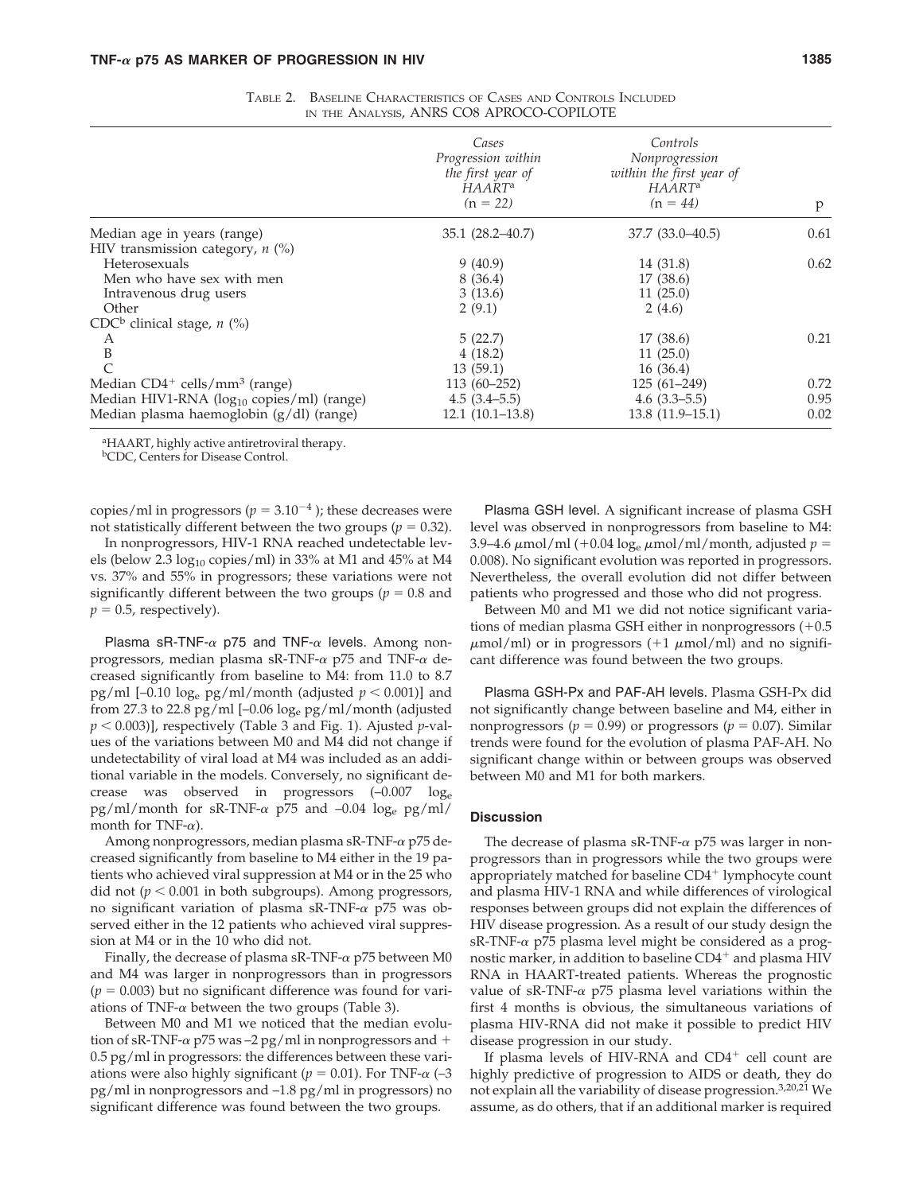TABLE 2. BASELINE CHARACTERISTICS OF CASES AND CONTROLS INCLUDED IN THE ANALYSIS, ANRS CO8 APROCO-COPILOTE

| | Cases Progression within the first year of HAART[a] (n = 22) | Controls Nonprogression within the first year of HAART[a] (n = 44) | p |
|---|---|---|---|
| Median age in years (range) | 35.1 (28.2–40.7) | 37.7 (33.0–40.5) | 0.61 |
| HIV transmission category, *n* (%) | | | |
| Heterosexuals | 9 (40.9) | 14 (31.8) | 0.62 |
| Men who have sex with men | 8 (36.4) | 17 (38.6) | |
| Intravenous drug users | 3 (13.6) | 11 (25.0) | |
| Other | 2 (9.1) | 2 (4.6) | |
| CDC[b] clinical stage, *n* (%) | | | |
| A | 5 (22.7) | 17 (38.6) | 0.21 |
| B | 4 (18.2) | 11 (25.0) | |
| C | 13 (59.1) | 16 (36.4) | |
| Median $CD4^+$ cells/$mm^3$ (range) | 113 (60–252) | 125 (61–249) | 0.72 |
| Median HIV1-RNA ($log_{10}$ copies/ml) (range) | 4.5 (3.4–5.5) | 4.6 (3.3–5.5) | 0.95 |
| Median plasma haemoglobin (g/dl) (range) | 12.1 (10.1–13.8) | 13.8 (11.9–15.1) | 0.02 |

[a]HAART, highly active antiretroviral therapy.
[b]CDC, Centers for Disease Control.

copies/ml in progressors ($p = 3.10^{-4}$); these decreases were not statistically different between the two groups ($p = 0.32$).

In nonprogressors, HIV-1 RNA reached undetectable levels (below 2.3 $log_{10}$ copies/ml) in 33% at M1 and 45% at M4 vs. 37% and 55% in progressors; these variations were not significantly different between the two groups ($p = 0.8$ and $p = 0.5$, respectively).

**Plasma sR-TNF-$\alpha$ p75 and TNF-$\alpha$ levels.** Among nonprogressors, median plasma sR-TNF-$\alpha$ p75 and TNF-$\alpha$ decreased significantly from baseline to M4: from 11.0 to 8.7 pg/ml [–0.10 $log_e$ pg/ml/month (adjusted $p < 0.001$)] and from 27.3 to 22.8 pg/ml [–0.06 $log_e$ pg/ml/month (adjusted $p < 0.003$)], respectively (Table 3 and Fig. 1). Ajusted *p*-values of the variations between M0 and M4 did not change if undetectability of viral load at M4 was included as an additional variable in the models. Conversely, no significant decrease was observed in progressors (–0.007 $log_e$ pg/ml/month for sR-TNF-$\alpha$ p75 and –0.04 $log_e$ pg/ml/month for TNF-$\alpha$).

Among nonprogressors, median plasma sR-TNF-$\alpha$ p75 decreased significantly from baseline to M4 either in the 19 patients who achieved viral suppression at M4 or in the 25 who did not ($p < 0.001$ in both subgroups). Among progressors, no significant variation of plasma sR-TNF-$\alpha$ p75 was observed either in the 12 patients who achieved viral suppression at M4 or in the 10 who did not.

Finally, the decrease of plasma sR-TNF-$\alpha$ p75 between M0 and M4 was larger in nonprogressors than in progressors ($p = 0.003$) but no significant difference was found for variations of TNF-$\alpha$ between the two groups (Table 3).

Between M0 and M1 we noticed that the median evolution of sR-TNF-$\alpha$ p75 was –2 pg/ml in nonprogressors and + 0.5 pg/ml in progressors: the differences between these variations were also highly significant ($p = 0.01$). For TNF-$\alpha$ (–3 pg/ml in nonprogressors and –1.8 pg/ml in progressors) no significant difference was found between the two groups.

**Plasma GSH level.** A significant increase of plasma GSH level was observed in nonprogressors from baseline to M4: 3.9–4.6 $\mu$mol/ml (+0.04 $log_e$ $\mu$mol/ml/month, adjusted $p = 0.008$). No significant evolution was reported in progressors. Nevertheless, the overall evolution did not differ between patients who progressed and those who did not progress.

Between M0 and M1 we did not notice significant variations of median plasma GSH either in nonprogressors (+0.5 $\mu$mol/ml) or in progressors (+1 $\mu$mol/ml) and no significant difference was found between the two groups.

**Plasma GSH-Px and PAF-AH levels.** Plasma GSH-Px did not significantly change between baseline and M4, either in nonprogressors ($p = 0.99$) or progressors ($p = 0.07$). Similar trends were found for the evolution of plasma PAF-AH. No significant change within or between groups was observed between M0 and M1 for both markers.

## Discussion

The decrease of plasma sR-TNF-$\alpha$ p75 was larger in nonprogressors than in progressors while the two groups were appropriately matched for baseline $CD4^+$ lymphocyte count and plasma HIV-1 RNA and while differences of virological responses between groups did not explain the differences of HIV disease progression. As a result of our study design the sR-TNF-$\alpha$ p75 plasma level might be considered as a prognostic marker, in addition to baseline $CD4^+$ and plasma HIV RNA in HAART-treated patients. Whereas the prognostic value of sR-TNF-$\alpha$ p75 plasma level variations within the first 4 months is obvious, the simultaneous variations of plasma HIV-RNA did not make it possible to predict HIV disease progression in our study.

If plasma levels of HIV-RNA and $CD4^+$ cell count are highly predictive of progression to AIDS or death, they do not explain all the variability of disease progression.[3,20,21] We assume, as do others, that if an additional marker is required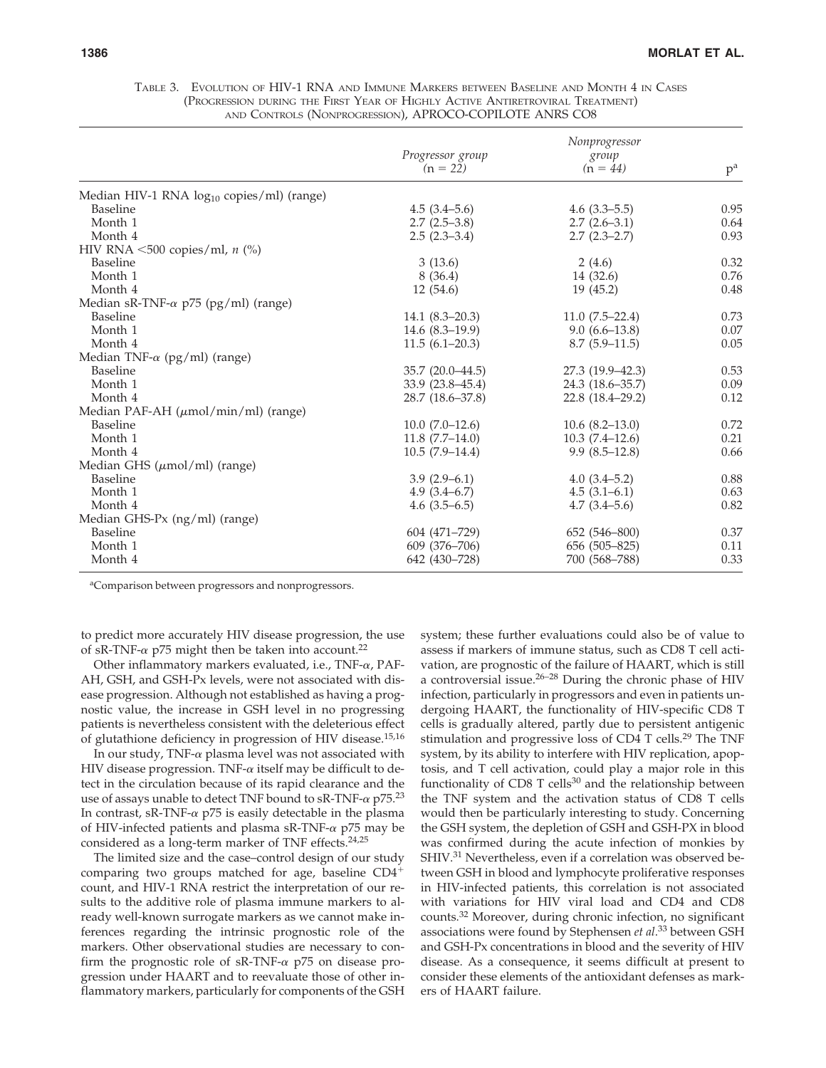Table 3. Evolution of HIV-1 RNA and Immune Markers between Baseline and Month 4 in Cases (Progression during the First Year of Highly Active Antiretroviral Treatment) and Controls (Nonprogression), APROCO-COPILOTE ANRS CO8

| | *Progressor group* *(n = 22)* | *Nonprogressor group* *(n = 44)* | p[a] |
|---|---|---|---|
| Median HIV-1 RNA $\log_{10}$ copies/ml) (range) | | | |
| Baseline | 4.5 (3.4–5.6) | 4.6 (3.3–5.5) | 0.95 |
| Month 1 | 2.7 (2.5–3.8) | 2.7 (2.6–3.1) | 0.64 |
| Month 4 | 2.5 (2.3–3.4) | 2.7 (2.3–2.7) | 0.93 |
| HIV RNA <500 copies/ml, *n* (%) | | | |
| Baseline | 3 (13.6) | 2 (4.6) | 0.32 |
| Month 1 | 8 (36.4) | 14 (32.6) | 0.76 |
| Month 4 | 12 (54.6) | 19 (45.2) | 0.48 |
| Median sR-TNF-$\alpha$ p75 (pg/ml) (range) | | | |
| Baseline | 14.1 (8.3–20.3) | 11.0 (7.5–22.4) | 0.73 |
| Month 1 | 14.6 (8.3–19.9) | 9.0 (6.6–13.8) | 0.07 |
| Month 4 | 11.5 (6.1–20.3) | 8.7 (5.9–11.5) | 0.05 |
| Median TNF-$\alpha$ (pg/ml) (range) | | | |
| Baseline | 35.7 (20.0–44.5) | 27.3 (19.9–42.3) | 0.53 |
| Month 1 | 33.9 (23.8–45.4) | 24.3 (18.6–35.7) | 0.09 |
| Month 4 | 28.7 (18.6–37.8) | 22.8 (18.4–29.2) | 0.12 |
| Median PAF-AH ($\mu$mol/min/ml) (range) | | | |
| Baseline | 10.0 (7.0–12.6) | 10.6 (8.2–13.0) | 0.72 |
| Month 1 | 11.8 (7.7–14.0) | 10.3 (7.4–12.6) | 0.21 |
| Month 4 | 10.5 (7.9–14.4) | 9.9 (8.5–12.8) | 0.66 |
| Median GHS ($\mu$mol/ml) (range) | | | |
| Baseline | 3.9 (2.9–6.1) | 4.0 (3.4–5.2) | 0.88 |
| Month 1 | 4.9 (3.4–6.7) | 4.5 (3.1–6.1) | 0.63 |
| Month 4 | 4.6 (3.5–6.5) | 4.7 (3.4–5.6) | 0.82 |
| Median GHS-Px (ng/ml) (range) | | | |
| Baseline | 604 (471–729) | 652 (546–800) | 0.37 |
| Month 1 | 609 (376–706) | 656 (505–825) | 0.11 |
| Month 4 | 642 (430–728) | 700 (568–788) | 0.33 |

[a]Comparison between progressors and nonprogressors.

to predict more accurately HIV disease progression, the use of sR-TNF-$\alpha$ p75 might then be taken into account.[22]

Other inflammatory markers evaluated, i.e., TNF-$\alpha$, PAF-AH, GSH, and GSH-Px levels, were not associated with disease progression. Although not established as having a prognostic value, the increase in GSH level in no progressing patients is nevertheless consistent with the deleterious effect of glutathione deficiency in progression of HIV disease.[15,16]

In our study, TNF-$\alpha$ plasma level was not associated with HIV disease progression. TNF-$\alpha$ itself may be difficult to detect in the circulation because of its rapid clearance and the use of assays unable to detect TNF bound to sR-TNF-$\alpha$ p75.[23] In contrast, sR-TNF-$\alpha$ p75 is easily detectable in the plasma of HIV-infected patients and plasma sR-TNF-$\alpha$ p75 may be considered as a long-term marker of TNF effects.[24,25]

The limited size and the case–control design of our study comparing two groups matched for age, baseline $CD4^+$ count, and HIV-1 RNA restrict the interpretation of our results to the additive role of plasma immune markers to already well-known surrogate markers as we cannot make inferences regarding the intrinsic prognostic role of the markers. Other observational studies are necessary to confirm the prognostic role of sR-TNF-$\alpha$ p75 on disease progression under HAART and to reevaluate those of other inflammatory markers, particularly for components of the GSH system; these further evaluations could also be of value to assess if markers of immune status, such as CD8 T cell activation, are prognostic of the failure of HAART, which is still a controversial issue.[26–28] During the chronic phase of HIV infection, particularly in progressors and even in patients undergoing HAART, the functionality of HIV-specific CD8 T cells is gradually altered, partly due to persistent antigenic stimulation and progressive loss of CD4 T cells.[29] The TNF system, by its ability to interfere with HIV replication, apoptosis, and T cell activation, could play a major role in this functionality of CD8 T cells[30] and the relationship between the TNF system and the activation status of CD8 T cells would then be particularly interesting to study. Concerning the GSH system, the depletion of GSH and GSH-PX in blood was confirmed during the acute infection of monkies by SHIV.[31] Nevertheless, even if a correlation was observed between GSH in blood and lymphocyte proliferative responses in HIV-infected patients, this correlation is not associated with variations for HIV viral load and CD4 and CD8 counts.[32] Moreover, during chronic infection, no significant associations were found by Stephensen *et al*.[33] between GSH and GSH-Px concentrations in blood and the severity of HIV disease. As a consequence, it seems difficult at present to consider these elements of the antioxidant defenses as markers of HAART failure.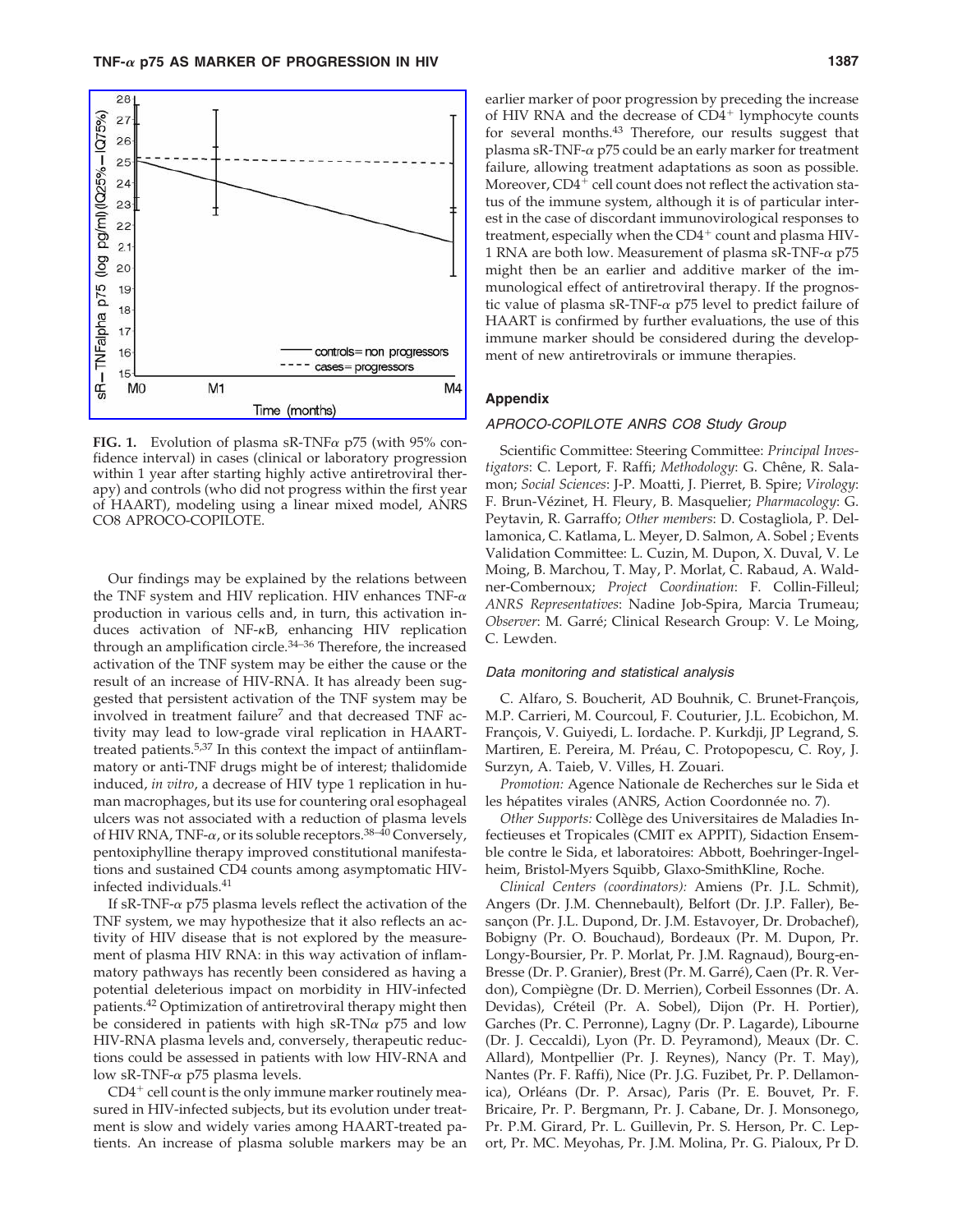sR−TNFalpha p75 (log pg/ml)(IQ25%−IQ75%)

2.8
2.7
2.6
2.5
2.4
2.3
2.2
2.1
2.0
1.9
1.8
1.7
1.6
1.5

M0 M1 M4

Time (months)

controls= non progressors
cases= progressors

**FIG. 1.** Evolution of plasma sR-TNF$\alpha$ p75 (with 95% confidence interval) in cases (clinical or laboratory progression within 1 year after starting highly active antiretroviral therapy) and controls (who did not progress within the first year of HAART), modeling using a linear mixed model, ANRS CO8 APROCO-COPILOTE.

Our findings may be explained by the relations between the TNF system and HIV replication. HIV enhances TNF-$\alpha$ production in various cells and, in turn, this activation induces activation of NF-$\kappa$B, enhancing HIV replication through an amplification circle.[34–36] Therefore, the increased activation of the TNF system may be either the cause or the result of an increase of HIV-RNA. It has already been suggested that persistent activation of the TNF system may be involved in treatment failure[7] and that decreased TNF activity may lead to low-grade viral replication in HAART-treated patients.[5,37] In this context the impact of antiinflammatory or anti-TNF drugs might be of interest; thalidomide induced, *in vitro*, a decrease of HIV type 1 replication in human macrophages, but its use for countering oral esophageal ulcers was not associated with a reduction of plasma levels of HIV RNA, TNF-$\alpha$, or its soluble receptors.[38–40] Conversely, pentoxiphylline therapy improved constitutional manifestations and sustained CD4 counts among asymptomatic HIV-infected individuals.[41]

If sR-TNF-$\alpha$ p75 plasma levels reflect the activation of the TNF system, we may hypothesize that it also reflects an activity of HIV disease that is not explored by the measurement of plasma HIV RNA: in this way activation of inflammatory pathways has recently been considered as having a potential deleterious impact on morbidity in HIV-infected patients.[42] Optimization of antiretroviral therapy might then be considered in patients with high sR-TN$\alpha$ p75 and low HIV-RNA plasma levels and, conversely, therapeutic reductions could be assessed in patients with low HIV-RNA and low sR-TNF-$\alpha$ p75 plasma levels.

$CD4^+$ cell count is the only immune marker routinely measured in HIV-infected subjects, but its evolution under treatment is slow and widely varies among HAART-treated patients. An increase of plasma soluble markers may be an earlier marker of poor progression by preceding the increase of HIV RNA and the decrease of $CD4^+$ lymphocyte counts for several months.[43] Therefore, our results suggest that plasma sR-TNF-$\alpha$ p75 could be an early marker for treatment failure, allowing treatment adaptations as soon as possible. Moreover, $CD4^+$ cell count does not reflect the activation status of the immune system, although it is of particular interest in the case of discordant immunovirological responses to treatment, especially when the $CD4^+$ count and plasma HIV-1 RNA are both low. Measurement of plasma sR-TNF-$\alpha$ p75 might then be an earlier and additive marker of the immunological effect of antiretroviral therapy. If the prognostic value of plasma sR-TNF-$\alpha$ p75 level to predict failure of HAART is confirmed by further evaluations, the use of this immune marker should be considered during the development of new antiretrovirals or immune therapies.

## Appendix

### *APROCO-COPILOTE ANRS CO8 Study Group*

Scientific Committee: Steering Committee: *Principal Investigators*: C. Leport, F. Raffi; *Methodology*: G. Chêne, R. Salamon; *Social Sciences*: J-P. Moatti, J. Pierret, B. Spire; *Virology*: F. Brun-Vézinet, H. Fleury, B. Masquelier; *Pharmacology*: G. Peytavin, R. Garraffo; *Other members*: D. Costagliola, P. Dellamonica, C. Katlama, L. Meyer, D. Salmon, A. Sobel ; Events Validation Committee: L. Cuzin, M. Dupon, X. Duval, V. Le Moing, B. Marchou, T. May, P. Morlat, C. Rabaud, A. Waldner-Combernoux; *Project Coordination*: F. Collin-Filleul; *ANRS Representatives*: Nadine Job-Spira, Marcia Trumeau; *Observer*: M. Garré; Clinical Research Group: V. Le Moing, C. Lewden.

### *Data monitoring and statistical analysis*

C. Alfaro, S. Boucherit, AD Bouhnik, C. Brunet-François, M.P. Carrieri, M. Courcoul, F. Couturier, J.L. Ecobichon, M. François, V. Guiyedi, L. Iordache. P. Kurkdji, JP Legrand, S. Martiren, E. Pereira, M. Préau, C. Protopopescu, C. Roy, J. Surzyn, A. Taieb, V. Villes, H. Zouari.

*Promotion:* Agence Nationale de Recherches sur le Sida et les hépatites virales (ANRS, Action Coordonnée no. 7).

*Other Supports:* Collège des Universitaires de Maladies Infectieuses et Tropicales (CMIT ex APPIT), Sidaction Ensemble contre le Sida, et laboratoires: Abbott, Boehringer-Ingelheim, Bristol-Myers Squibb, Glaxo-SmithKline, Roche.

*Clinical Centers (coordinators):* Amiens (Pr. J.L. Schmit), Angers (Dr. J.M. Chennebault), Belfort (Dr. J.P. Faller), Besançon (Pr. J.L. Dupond, Dr. J.M. Estavoyer, Dr. Drobachef), Bobigny (Pr. O. Bouchaud), Bordeaux (Pr. M. Dupon, Pr. Longy-Boursier, Pr. P. Morlat, Pr. J.M. Ragnaud), Bourg-en-Bresse (Dr. P. Granier), Brest (Pr. M. Garré), Caen (Pr. R. Verdon), Compiègne (Dr. D. Merrien), Corbeil Essonnes (Dr. A. Devidas), Créteil (Pr. A. Sobel), Dijon (Pr. H. Portier), Garches (Pr. C. Perronne), Lagny (Dr. P. Lagarde), Libourne (Dr. J. Ceccaldi), Lyon (Pr. D. Peyramond), Meaux (Dr. C. Allard), Montpellier (Pr. J. Reynes), Nancy (Pr. T. May), Nantes (Pr. F. Raffi), Nice (Pr. J.G. Fuzibet, Pr. P. Dellamonica), Orléans (Dr. P. Arsac), Paris (Pr. E. Bouvet, Pr. F. Bricaire, Pr. P. Bergmann, Pr. J. Cabane, Dr. J. Monsonego, Pr. P.M. Girard, Pr. L. Guillevin, Pr. S. Herson, Pr. C. Leport, Pr. MC. Meyohas, Pr. J.M. Molina, Pr. G. Pialoux, Pr D.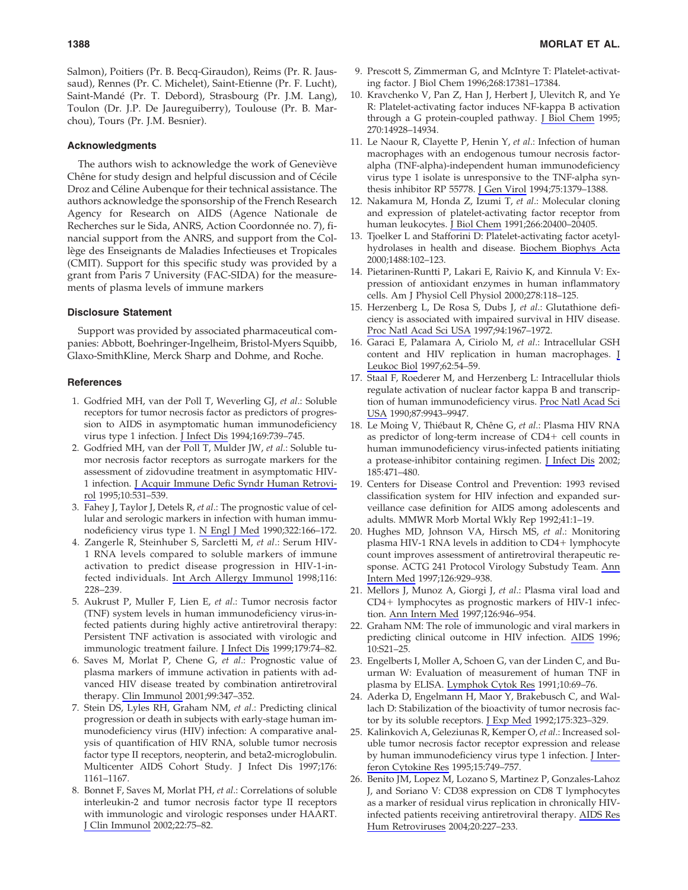Salmon), Poitiers (Pr. B. Becq-Giraudon), Reims (Pr. R. Jaussaud), Rennes (Pr. C. Michelet), Saint-Etienne (Pr. F. Lucht), Saint-Mandé (Pr. T. Debord), Strasbourg (Pr. J.M. Lang), Toulon (Dr. J.P. De Jaureguiberry), Toulouse (Pr. B. Marchou), Tours (Pr. J.M. Besnier).

### Acknowledgments

The authors wish to acknowledge the work of Geneviève Chêne for study design and helpful discussion and of Cécile Droz and Céline Aubenque for their technical assistance. The authors acknowledge the sponsorship of the French Research Agency for Research on AIDS (Agence Nationale de Recherches sur le Sida, ANRS, Action Coordonnée no. 7), financial support from the ANRS, and support from the Collège des Enseignants de Maladies Infectieuses et Tropicales (CMIT). Support for this specific study was provided by a grant from Paris 7 University (FAC-SIDA) for the measurements of plasma levels of immune markers

### Disclosure Statement

Support was provided by associated pharmaceutical companies: Abbott, Boehringer-Ingelheim, Bristol-Myers Squibb, Glaxo-SmithKline, Merck Sharp and Dohme, and Roche.

### References

1. Godfried MH, van der Poll T, Weverling GJ, *et al*.: Soluble receptors for tumor necrosis factor as predictors of progression to AIDS in asymptomatic human immunodeficiency virus type 1 infection. J Infect Dis 1994;169:739–745.
2. Godfried MH, van der Poll T, Mulder JW, *et al*.: Soluble tumor necrosis factor receptors as surrogate markers for the assessment of zidovudine treatment in asymptomatic HIV-1 infection. J Acquir Immune Defic Syndr Human Retrovirol 1995;10:531–539.
3. Fahey J, Taylor J, Detels R, *et al*.: The prognostic value of cellular and serologic markers in infection with human immunodeficiency virus type 1. N Engl J Med 1990;322:166–172.
4. Zangerle R, Steinhuber S, Sarcletti M, *et al*.: Serum HIV-1 RNA levels compared to soluble markers of immune activation to predict disease progression in HIV-1-infected individuals. Int Arch Allergy Immunol 1998;116: 228–239.
5. Aukrust P, Muller F, Lien E, *et al*.: Tumor necrosis factor (TNF) system levels in human immunodeficiency virus-infected patients during highly active antiretroviral therapy: Persistent TNF activation is associated with virologic and immunologic treatment failure. J Infect Dis 1999;179:74–82.
6. Saves M, Morlat P, Chene G, *et al*.: Prognostic value of plasma markers of immune activation in patients with advanced HIV disease treated by combination antiretroviral therapy. Clin Immunol 2001;99:347–352.
7. Stein DS, Lyles RH, Graham NM, *et al*.: Predicting clinical progression or death in subjects with early-stage human immunodeficiency virus (HIV) infection: A comparative analysis of quantification of HIV RNA, soluble tumor necrosis factor type II receptors, neopterin, and beta2-microglobulin. Multicenter AIDS Cohort Study. J Infect Dis 1997;176: 1161–1167.
8. Bonnet F, Saves M, Morlat PH, *et al*.: Correlations of soluble interleukin-2 and tumor necrosis factor type II receptors with immunologic and virologic responses under HAART. J Clin Immunol 2002;22:75–82.
9. Prescott S, Zimmerman G, and McIntyre T: Platelet-activating factor. J Biol Chem 1996;268:17381–17384.
10. Kravchenko V, Pan Z, Han J, Herbert J, Ulevitch R, and Ye R: Platelet-activating factor induces NF-kappa B activation through a G protein-coupled pathway. J Biol Chem 1995; 270:14928–14934.
11. Le Naour R, Clayette P, Henin Y, *et al*.: Infection of human macrophages with an endogenous tumour necrosis factor-alpha (TNF-alpha)-independent human immunodeficiency virus type 1 isolate is unresponsive to the TNF-alpha synthesis inhibitor RP 55778. J Gen Virol 1994;75:1379–1388.
12. Nakamura M, Honda Z, Izumi T, *et al*.: Molecular cloning and expression of platelet-activating factor receptor from human leukocytes. J Biol Chem 1991;266:20400–20405.
13. Tjoelker L and Stafforini D: Platelet-activating factor acetylhydrolases in health and disease. Biochem Biophys Acta 2000;1488:102–123.
14. Pietarinen-Runtti P, Lakari E, Raivio K, and Kinnula V: Expression of antioxidant enzymes in human inflammatory cells. Am J Physiol Cell Physiol 2000;278:118–125.
15. Herzenberg L, De Rosa S, Dubs J, *et al*.: Glutathione deficiency is associated with impaired survival in HIV disease. Proc Natl Acad Sci USA 1997;94:1967–1972.
16. Garaci E, Palamara A, Ciriolo M, *et al*.: Intracellular GSH content and HIV replication in human macrophages. J Leukoc Biol 1997;62:54–59.
17. Staal F, Roederer M, and Herzenberg L: Intracellular thiols regulate activation of nuclear factor kappa B and transcription of human immunodeficiency virus. Proc Natl Acad Sci USA 1990;87:9943–9947.
18. Le Moing V, Thiébaut R, Chêne G, *et al*.: Plasma HIV RNA as predictor of long-term increase of CD4+ cell counts in human immunodeficiency virus-infected patients initiating a protease-inhibitor containing regimen. J Infect Dis 2002; 185:471–480.
19. Centers for Disease Control and Prevention: 1993 revised classification system for HIV infection and expanded surveillance case definition for AIDS among adolescents and adults. MMWR Morb Mortal Wkly Rep 1992;41:1–19.
20. Hughes MD, Johnson VA, Hirsch MS, *et al*.: Monitoring plasma HIV-1 RNA levels in addition to CD4+ lymphocyte count improves assessment of antiretroviral therapeutic response. ACTG 241 Protocol Virology Substudy Team. Ann Intern Med 1997;126:929–938.
21. Mellors J, Munoz A, Giorgi J, *et al*.: Plasma viral load and CD4+ lymphocytes as prognostic markers of HIV-1 infection. Ann Intern Med 1997;126:946–954.
22. Graham NM: The role of immunologic and viral markers in predicting clinical outcome in HIV infection. AIDS 1996; 10:S21–25.
23. Engelberts I, Moller A, Schoen G, van der Linden C, and Buurman W: Evaluation of measurement of human TNF in plasma by ELISA. Lymphok Cytok Res 1991;10:69–76.
24. Aderka D, Engelmann H, Maor Y, Brakebusch C, and Wallach D: Stabilization of the bioactivity of tumor necrosis factor by its soluble receptors. J Exp Med 1992;175:323–329.
25. Kalinkovich A, Geleziunas R, Kemper O, *et al*.: Increased soluble tumor necrosis factor receptor expression and release by human immunodeficiency virus type 1 infection. J Interferon Cytokine Res 1995;15:749–757.
26. Benito JM, Lopez M, Lozano S, Martinez P, Gonzales-Lahoz J, and Soriano V: CD38 expression on CD8 T lymphocytes as a marker of residual virus replication in chronically HIV-infected patients receiving antiretroviral therapy. AIDS Res Hum Retroviruses 2004;20:227–233.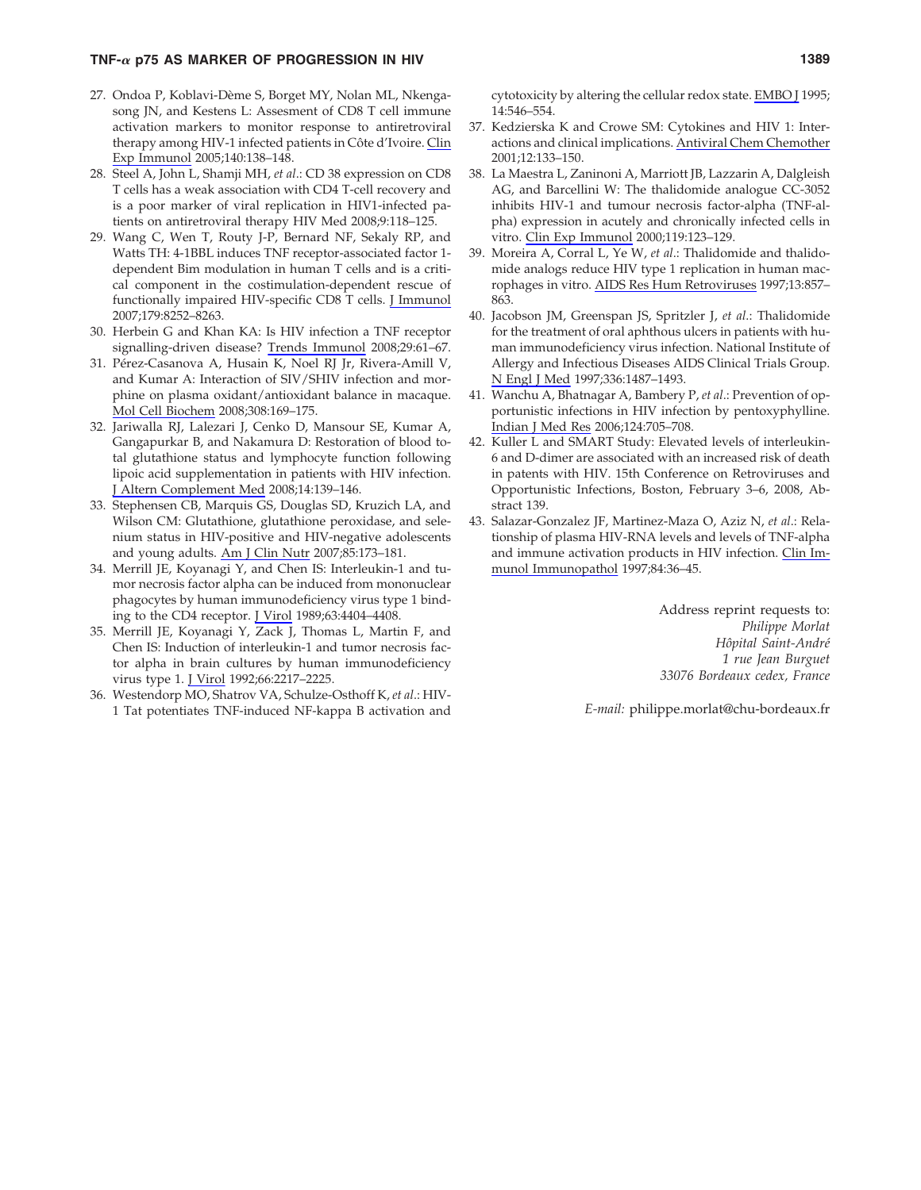27. Ondoa P, Koblavi-Dème S, Borget MY, Nolan ML, Nkengasong JN, and Kestens L: Assesment of CD8 T cell immune activation markers to monitor response to antiretroviral therapy among HIV-1 infected patients in Côte d'Ivoire. Clin Exp Immunol 2005;140:138–148.
28. Steel A, John L, Shamji MH, *et al.*: CD 38 expression on CD8 T cells has a weak association with CD4 T-cell recovery and is a poor marker of viral replication in HIV1-infected patients on antiretroviral therapy HIV Med 2008;9:118–125.
29. Wang C, Wen T, Routy J-P, Bernard NF, Sekaly RP, and Watts TH: 4-1BBL induces TNF receptor-associated factor 1-dependent Bim modulation in human T cells and is a critical component in the costimulation-dependent rescue of functionally impaired HIV-specific CD8 T cells. J Immunol 2007;179:8252–8263.
30. Herbein G and Khan KA: Is HIV infection a TNF receptor signalling-driven disease? Trends Immunol 2008;29:61–67.
31. Pérez-Casanova A, Husain K, Noel RJ Jr, Rivera-Amill V, and Kumar A: Interaction of SIV/SHIV infection and morphine on plasma oxidant/antioxidant balance in macaque. Mol Cell Biochem 2008;308:169–175.
32. Jariwalla RJ, Lalezari J, Cenko D, Mansour SE, Kumar A, Gangapurkar B, and Nakamura D: Restoration of blood total glutathione status and lymphocyte function following lipoic acid supplementation in patients with HIV infection. J Altern Complement Med 2008;14:139–146.
33. Stephensen CB, Marquis GS, Douglas SD, Kruzich LA, and Wilson CM: Glutathione, glutathione peroxidase, and selenium status in HIV-positive and HIV-negative adolescents and young adults. Am J Clin Nutr 2007;85:173–181.
34. Merrill JE, Koyanagi Y, and Chen IS: Interleukin-1 and tumor necrosis factor alpha can be induced from mononuclear phagocytes by human immunodeficiency virus type 1 binding to the CD4 receptor. J Virol 1989;63:4404–4408.
35. Merrill JE, Koyanagi Y, Zack J, Thomas L, Martin F, and Chen IS: Induction of interleukin-1 and tumor necrosis factor alpha in brain cultures by human immunodeficiency virus type 1. J Virol 1992;66:2217–2225.
36. Westendorp MO, Shatrov VA, Schulze-Osthoff K, *et al.*: HIV-1 Tat potentiates TNF-induced NF-kappa B activation and cytotoxicity by altering the cellular redox state. EMBO J 1995; 14:546–554.
37. Kedzierska K and Crowe SM: Cytokines and HIV 1: Interactions and clinical implications. Antiviral Chem Chemother 2001;12:133–150.
38. La Maestra L, Zaninoni A, Marriott JB, Lazzarin A, Dalgleish AG, and Barcellini W: The thalidomide analogue CC-3052 inhibits HIV-1 and tumour necrosis factor-alpha (TNF-alpha) expression in acutely and chronically infected cells in vitro. Clin Exp Immunol 2000;119:123–129.
39. Moreira A, Corral L, Ye W, *et al.*: Thalidomide and thalidomide analogs reduce HIV type 1 replication in human macrophages in vitro. AIDS Res Hum Retroviruses 1997;13:857–863.
40. Jacobson JM, Greenspan JS, Spritzler J, *et al.*: Thalidomide for the treatment of oral aphthous ulcers in patients with human immunodeficiency virus infection. National Institute of Allergy and Infectious Diseases AIDS Clinical Trials Group. N Engl J Med 1997;336:1487–1493.
41. Wanchu A, Bhatnagar A, Bambery P, *et al.*: Prevention of opportunistic infections in HIV infection by pentoxyphylline. Indian J Med Res 2006;124:705–708.
42. Kuller L and SMART Study: Elevated levels of interleukin-6 and D-dimer are associated with an increased risk of death in patients with HIV. 15th Conference on Retroviruses and Opportunistic Infections, Boston, February 3–6, 2008, Abstract 139.
43. Salazar-Gonzalez JF, Martinez-Maza O, Aziz N, *et al.*: Relationship of plasma HIV-RNA levels and levels of TNF-alpha and immune activation products in HIV infection. Clin Immunol Immunopathol 1997;84:36–45.

Address reprint requests to:
*Philippe Morlat*
*Hôpital Saint-André*
*1 rue Jean Burguet*
*33076 Bordeaux cedex, France*

*E-mail:* philippe.morlat@chu-bordeaux.fr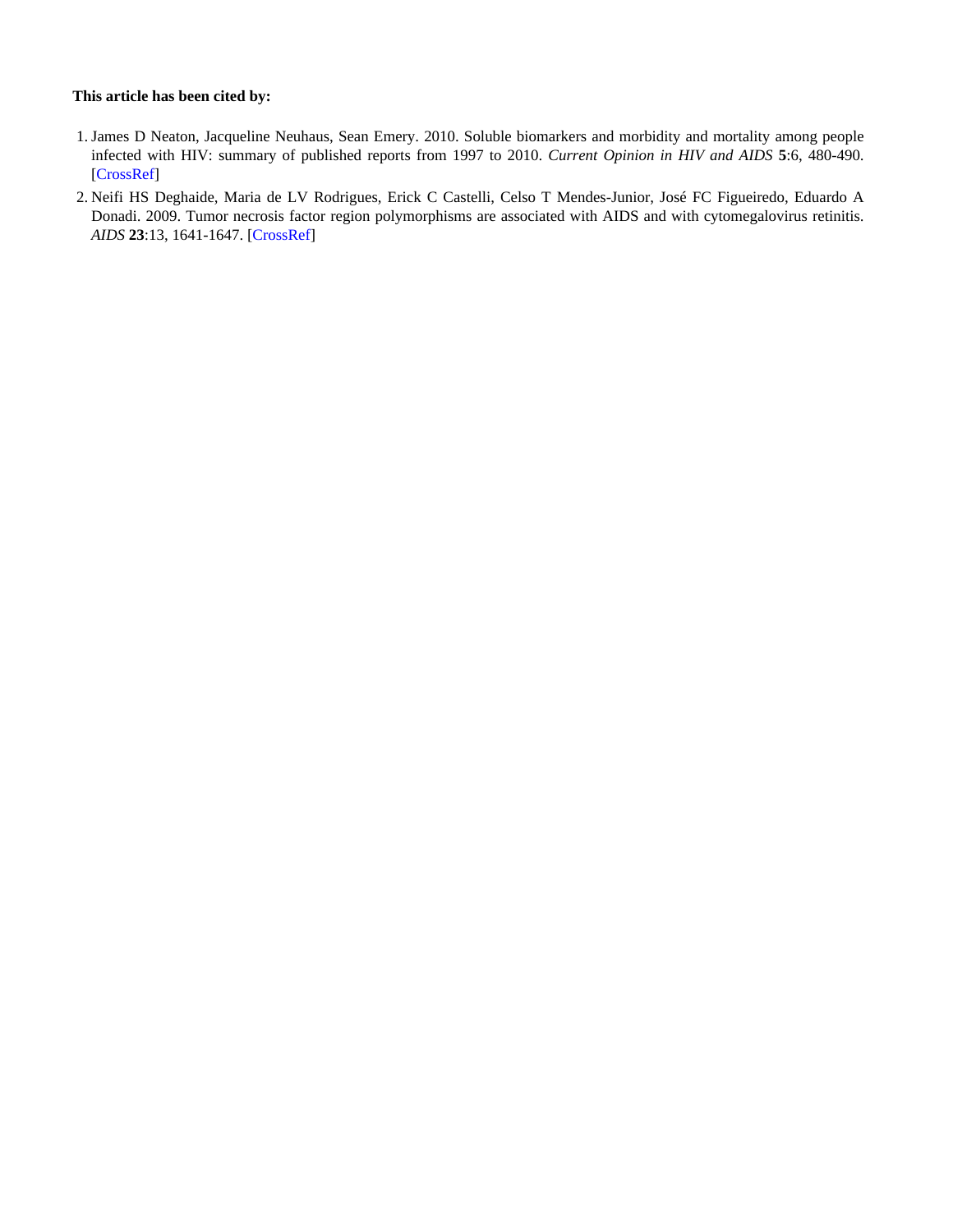**This article has been cited by:**

1. James D Neaton, Jacqueline Neuhaus, Sean Emery. 2010. Soluble biomarkers and morbidity and mortality among people infected with HIV: summary of published reports from 1997 to 2010. *Current Opinion in HIV and AIDS* **5**:6, 480-490. [CrossRef]
2. Neifi HS Deghaide, Maria de LV Rodrigues, Erick C Castelli, Celso T Mendes-Junior, José FC Figueiredo, Eduardo A Donadi. 2009. Tumor necrosis factor region polymorphisms are associated with AIDS and with cytomegalovirus retinitis. *AIDS* **23**:13, 1641-1647. [CrossRef]